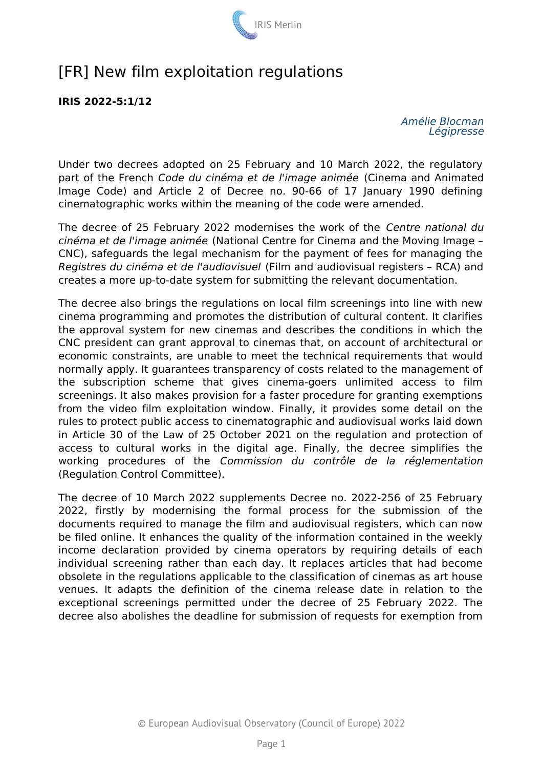# [FR] New film exploitation regulations

**IRIS 2022-5:1/12**

*Amélie Blocman*
*Légipresse*

Under two decrees adopted on 25 February and 10 March 2022, the regulatory part of the French *Code du cinéma et de l'image animée* (Cinema and Animated Image Code) and Article 2 of Decree no. 90-66 of 17 January 1990 defining cinematographic works within the meaning of the code were amended.

The decree of 25 February 2022 modernises the work of the *Centre national du cinéma et de l'image animée* (National Centre for Cinema and the Moving Image – CNC), safeguards the legal mechanism for the payment of fees for managing the *Registres du cinéma et de l'audiovisuel* (Film and audiovisual registers – RCA) and creates a more up-to-date system for submitting the relevant documentation.

The decree also brings the regulations on local film screenings into line with new cinema programming and promotes the distribution of cultural content. It clarifies the approval system for new cinemas and describes the conditions in which the CNC president can grant approval to cinemas that, on account of architectural or economic constraints, are unable to meet the technical requirements that would normally apply. It guarantees transparency of costs related to the management of the subscription scheme that gives cinema-goers unlimited access to film screenings. It also makes provision for a faster procedure for granting exemptions from the video film exploitation window. Finally, it provides some detail on the rules to protect public access to cinematographic and audiovisual works laid down in Article 30 of the Law of 25 October 2021 on the regulation and protection of access to cultural works in the digital age. Finally, the decree simplifies the working procedures of the *Commission du contrôle de la réglementation* (Regulation Control Committee).

The decree of 10 March 2022 supplements Decree no. 2022-256 of 25 February 2022, firstly by modernising the formal process for the submission of the documents required to manage the film and audiovisual registers, which can now be filed online. It enhances the quality of the information contained in the weekly income declaration provided by cinema operators by requiring details of each individual screening rather than each day. It replaces articles that had become obsolete in the regulations applicable to the classification of cinemas as art house venues. It adapts the definition of the cinema release date in relation to the exceptional screenings permitted under the decree of 25 February 2022. The decree also abolishes the deadline for submission of requests for exemption from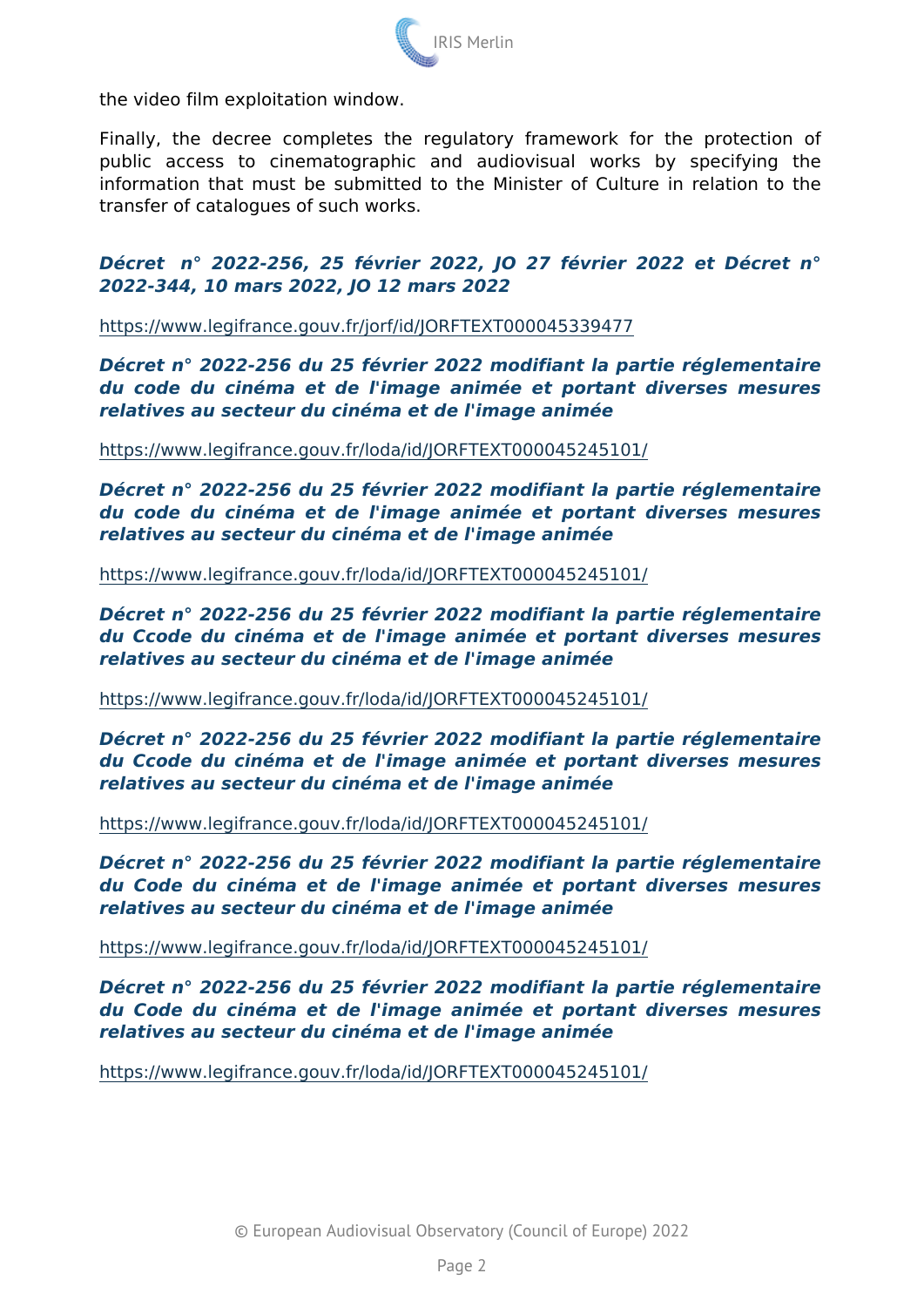the video film exploitation window.

Finally, the decree completes the regulatory framework for the protection of public access to cinematographic and audiovisual works by specifying the information that must be submitted to the Minister of Culture in relation to the transfer of catalogues of such works.

***Décret n° 2022-256, 25 février 2022, JO 27 février 2022 et Décret n° 2022-344, 10 mars 2022, JO 12 mars 2022***

https://www.legifrance.gouv.fr/jorf/id/JORFTEXT000045339477

***Décret n° 2022-256 du 25 février 2022 modifiant la partie réglementaire du code du cinéma et de l'image animée et portant diverses mesures relatives au secteur du cinéma et de l'image animée***

https://www.legifrance.gouv.fr/loda/id/JORFTEXT000045245101/

***Décret n° 2022-256 du 25 février 2022 modifiant la partie réglementaire du code du cinéma et de l'image animée et portant diverses mesures relatives au secteur du cinéma et de l'image animée***

https://www.legifrance.gouv.fr/loda/id/JORFTEXT000045245101/

***Décret n° 2022-256 du 25 février 2022 modifiant la partie réglementaire du Ccode du cinéma et de l'image animée et portant diverses mesures relatives au secteur du cinéma et de l'image animée***

https://www.legifrance.gouv.fr/loda/id/JORFTEXT000045245101/

***Décret n° 2022-256 du 25 février 2022 modifiant la partie réglementaire du Ccode du cinéma et de l'image animée et portant diverses mesures relatives au secteur du cinéma et de l'image animée***

https://www.legifrance.gouv.fr/loda/id/JORFTEXT000045245101/

***Décret n° 2022-256 du 25 février 2022 modifiant la partie réglementaire du Code du cinéma et de l'image animée et portant diverses mesures relatives au secteur du cinéma et de l'image animée***

https://www.legifrance.gouv.fr/loda/id/JORFTEXT000045245101/

***Décret n° 2022-256 du 25 février 2022 modifiant la partie réglementaire du Code du cinéma et de l'image animée et portant diverses mesures relatives au secteur du cinéma et de l'image animée***

https://www.legifrance.gouv.fr/loda/id/JORFTEXT000045245101/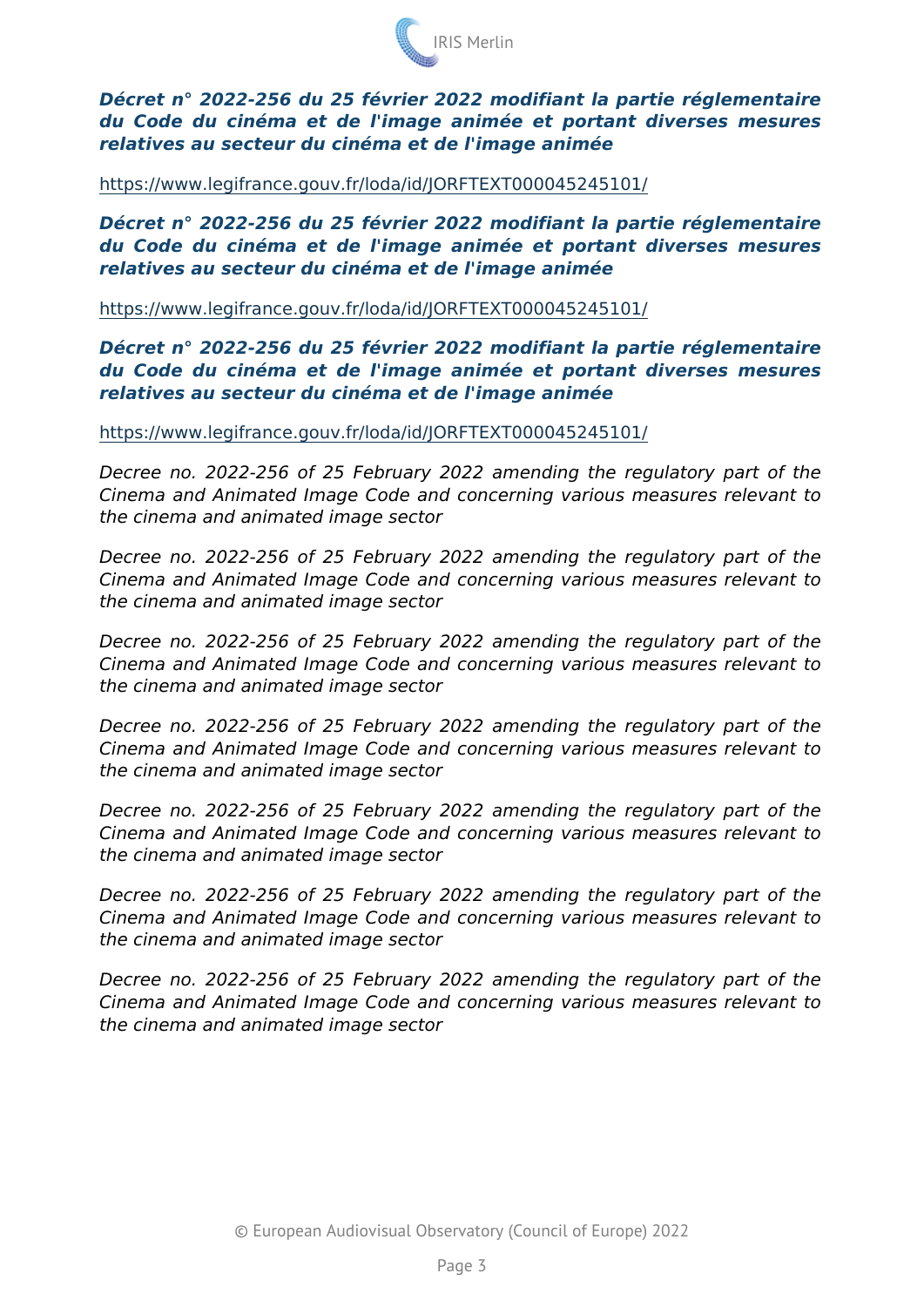***Décret n° 2022-256 du 25 février 2022 modifiant la partie réglementaire du Code du cinéma et de l'image animée et portant diverses mesures relatives au secteur du cinéma et de l'image animée***

https://www.legifrance.gouv.fr/loda/id/JORFTEXT000045245101/

***Décret n° 2022-256 du 25 février 2022 modifiant la partie réglementaire du Code du cinéma et de l'image animée et portant diverses mesures relatives au secteur du cinéma et de l'image animée***

https://www.legifrance.gouv.fr/loda/id/JORFTEXT000045245101/

***Décret n° 2022-256 du 25 février 2022 modifiant la partie réglementaire du Code du cinéma et de l'image animée et portant diverses mesures relatives au secteur du cinéma et de l'image animée***

https://www.legifrance.gouv.fr/loda/id/JORFTEXT000045245101/

*Decree no. 2022-256 of 25 February 2022 amending the regulatory part of the Cinema and Animated Image Code and concerning various measures relevant to the cinema and animated image sector*

*Decree no. 2022-256 of 25 February 2022 amending the regulatory part of the Cinema and Animated Image Code and concerning various measures relevant to the cinema and animated image sector*

*Decree no. 2022-256 of 25 February 2022 amending the regulatory part of the Cinema and Animated Image Code and concerning various measures relevant to the cinema and animated image sector*

*Decree no. 2022-256 of 25 February 2022 amending the regulatory part of the Cinema and Animated Image Code and concerning various measures relevant to the cinema and animated image sector*

*Decree no. 2022-256 of 25 February 2022 amending the regulatory part of the Cinema and Animated Image Code and concerning various measures relevant to the cinema and animated image sector*

*Decree no. 2022-256 of 25 February 2022 amending the regulatory part of the Cinema and Animated Image Code and concerning various measures relevant to the cinema and animated image sector*

*Decree no. 2022-256 of 25 February 2022 amending the regulatory part of the Cinema and Animated Image Code and concerning various measures relevant to the cinema and animated image sector*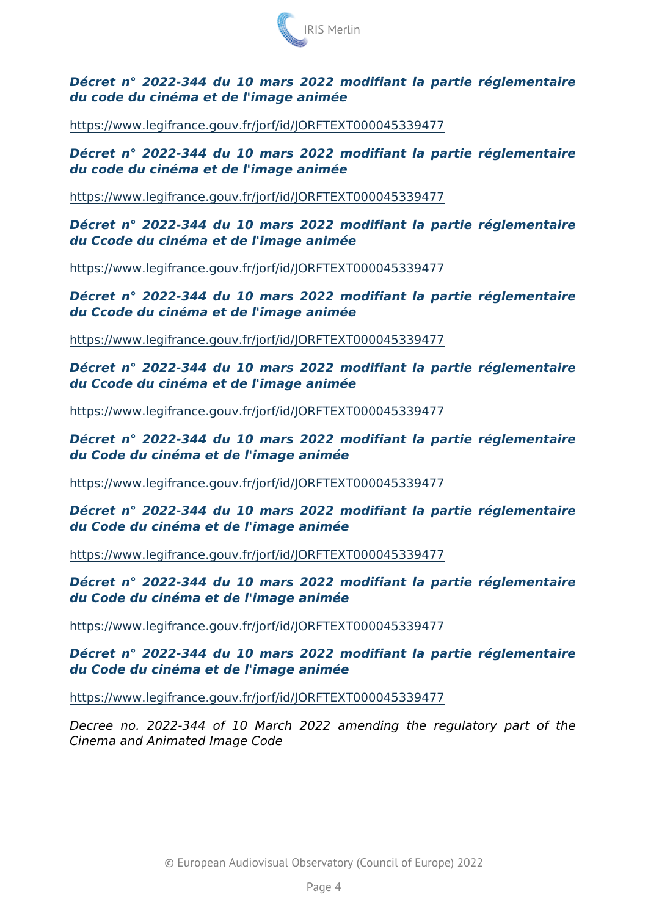***Décret n° 2022-344 du 10 mars 2022 modifiant la partie réglementaire du code du cinéma et de l'image animée***

https://www.legifrance.gouv.fr/jorf/id/JORFTEXT000045339477

***Décret n° 2022-344 du 10 mars 2022 modifiant la partie réglementaire du code du cinéma et de l'image animée***

https://www.legifrance.gouv.fr/jorf/id/JORFTEXT000045339477

***Décret n° 2022-344 du 10 mars 2022 modifiant la partie réglementaire du Ccode du cinéma et de l'image animée***

https://www.legifrance.gouv.fr/jorf/id/JORFTEXT000045339477

***Décret n° 2022-344 du 10 mars 2022 modifiant la partie réglementaire du Ccode du cinéma et de l'image animée***

https://www.legifrance.gouv.fr/jorf/id/JORFTEXT000045339477

***Décret n° 2022-344 du 10 mars 2022 modifiant la partie réglementaire du Ccode du cinéma et de l'image animée***

https://www.legifrance.gouv.fr/jorf/id/JORFTEXT000045339477

***Décret n° 2022-344 du 10 mars 2022 modifiant la partie réglementaire du Code du cinéma et de l'image animée***

https://www.legifrance.gouv.fr/jorf/id/JORFTEXT000045339477

***Décret n° 2022-344 du 10 mars 2022 modifiant la partie réglementaire du Code du cinéma et de l'image animée***

https://www.legifrance.gouv.fr/jorf/id/JORFTEXT000045339477

***Décret n° 2022-344 du 10 mars 2022 modifiant la partie réglementaire du Code du cinéma et de l'image animée***

https://www.legifrance.gouv.fr/jorf/id/JORFTEXT000045339477

***Décret n° 2022-344 du 10 mars 2022 modifiant la partie réglementaire du Code du cinéma et de l'image animée***

https://www.legifrance.gouv.fr/jorf/id/JORFTEXT000045339477

*Decree no. 2022-344 of 10 March 2022 amending the regulatory part of the Cinema and Animated Image Code*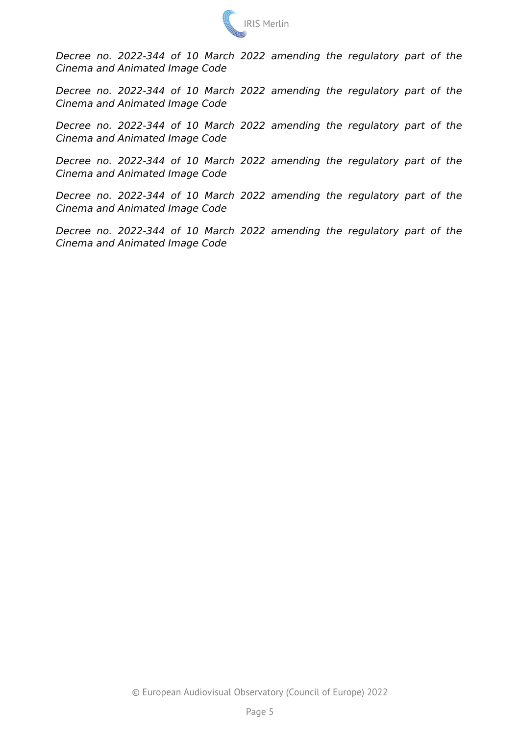*Decree no. 2022-344 of 10 March 2022 amending the regulatory part of the Cinema and Animated Image Code*

*Decree no. 2022-344 of 10 March 2022 amending the regulatory part of the Cinema and Animated Image Code*

*Decree no. 2022-344 of 10 March 2022 amending the regulatory part of the Cinema and Animated Image Code*

*Decree no. 2022-344 of 10 March 2022 amending the regulatory part of the Cinema and Animated Image Code*

*Decree no. 2022-344 of 10 March 2022 amending the regulatory part of the Cinema and Animated Image Code*

*Decree no. 2022-344 of 10 March 2022 amending the regulatory part of the Cinema and Animated Image Code*